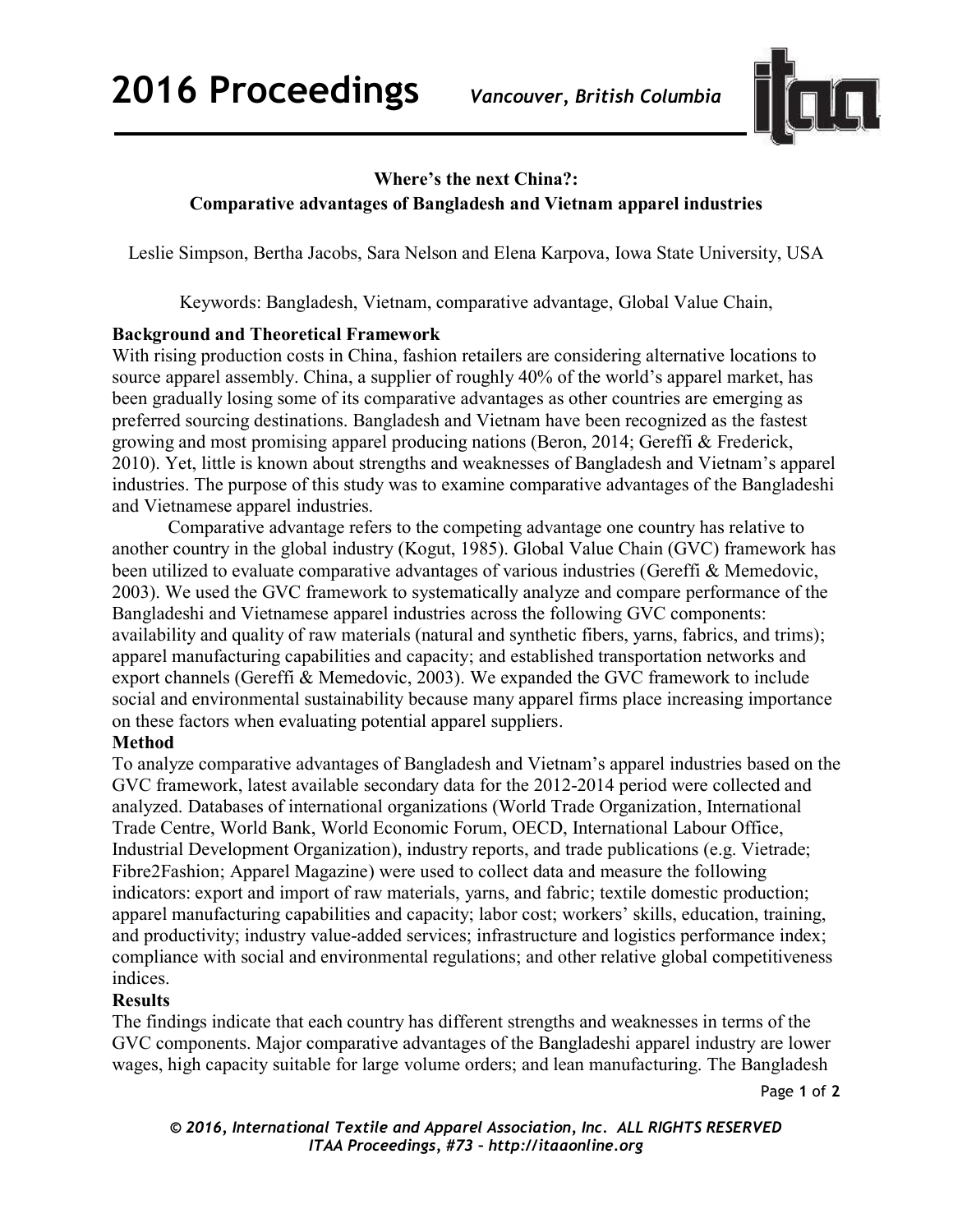## Where's the next China?: Comparative advantages of Bangladesh and Vietnam apparel industries

Leslie Simpson, Bertha Jacobs, Sara Nelson and Elena Karpova, Iowa State University, USA

Keywords: Bangladesh, Vietnam, comparative advantage, Global Value Chain,

### Background and Theoretical Framework

With rising production costs in China, fashion retailers are considering alternative locations to source apparel assembly. China, a supplier of roughly 40% of the world's apparel market, has been gradually losing some of its comparative advantages as other countries are emerging as preferred sourcing destinations. Bangladesh and Vietnam have been recognized as the fastest growing and most promising apparel producing nations (Beron, 2014; Gereffi & Frederick, 2010). Yet, little is known about strengths and weaknesses of Bangladesh and Vietnam's apparel industries. The purpose of this study was to examine comparative advantages of the Bangladeshi and Vietnamese apparel industries.

Comparative advantage refers to the competing advantage one country has relative to another country in the global industry (Kogut, 1985). Global Value Chain (GVC) framework has been utilized to evaluate comparative advantages of various industries (Gereffi & Memedovic, 2003). We used the GVC framework to systematically analyze and compare performance of the Bangladeshi and Vietnamese apparel industries across the following GVC components: availability and quality of raw materials (natural and synthetic fibers, yarns, fabrics, and trims); apparel manufacturing capabilities and capacity; and established transportation networks and export channels (Gereffi & Memedovic, 2003). We expanded the GVC framework to include social and environmental sustainability because many apparel firms place increasing importance on these factors when evaluating potential apparel suppliers.

### Method

To analyze comparative advantages of Bangladesh and Vietnam's apparel industries based on the GVC framework, latest available secondary data for the 2012-2014 period were collected and analyzed. Databases of international organizations (World Trade Organization, International Trade Centre, World Bank, World Economic Forum, OECD, International Labour Office, Industrial Development Organization), industry reports, and trade publications (e.g. Vietrade; Fibre2Fashion; Apparel Magazine) were used to collect data and measure the following indicators: export and import of raw materials, yarns, and fabric; textile domestic production; apparel manufacturing capabilities and capacity; labor cost; workers' skills, education, training, and productivity; industry value-added services; infrastructure and logistics performance index; compliance with social and environmental regulations; and other relative global competitiveness indices.

### Results

The findings indicate that each country has different strengths and weaknesses in terms of the GVC components. Major comparative advantages of the Bangladeshi apparel industry are lower wages, high capacity suitable for large volume orders; and lean manufacturing. The Bangladesh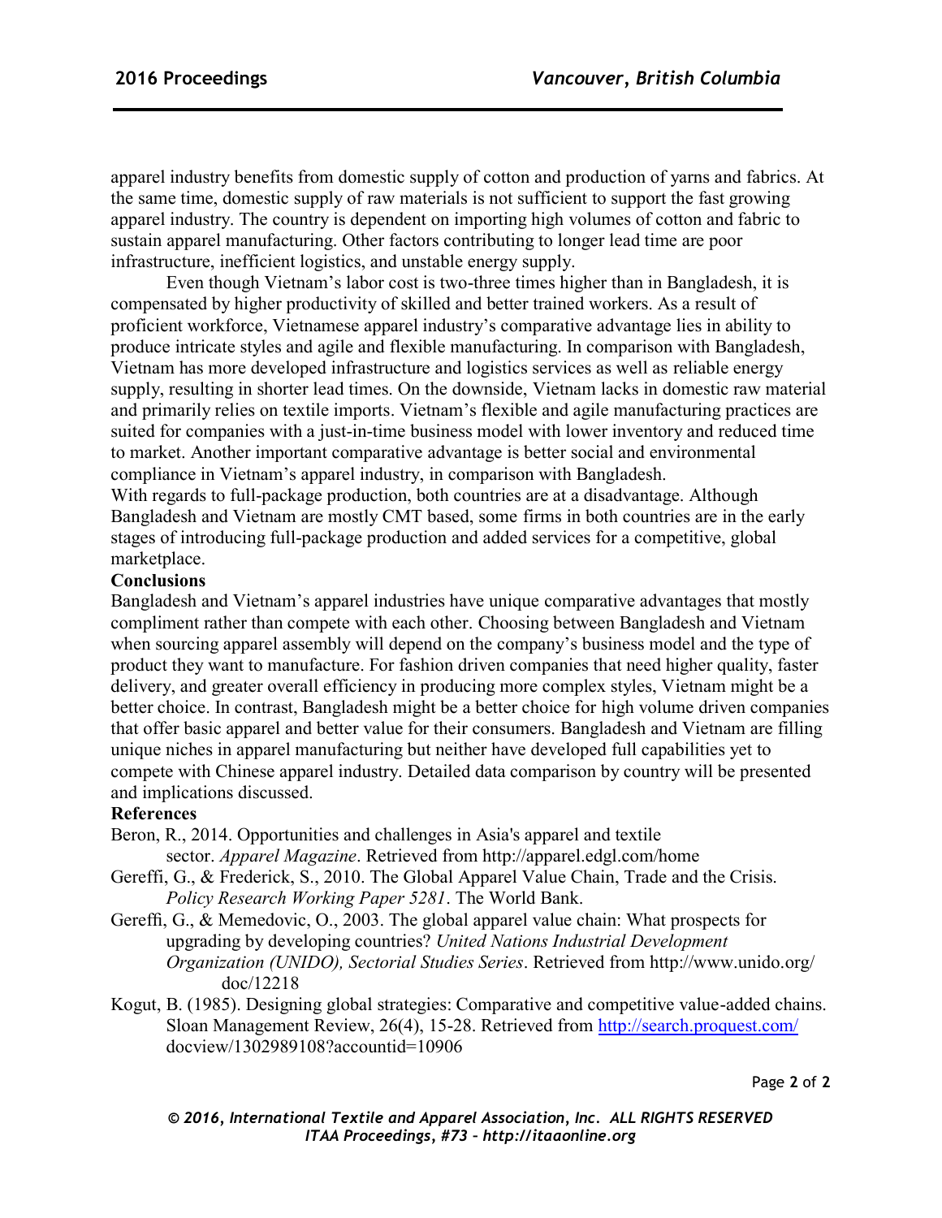apparel industry benefits from domestic supply of cotton and production of yarns and fabrics. At the same time, domestic supply of raw materials is not sufficient to support the fast growing apparel industry. The country is dependent on importing high volumes of cotton and fabric to sustain apparel manufacturing. Other factors contributing to longer lead time are poor infrastructure, inefficient logistics, and unstable energy supply.

Even though Vietnam's labor cost is two-three times higher than in Bangladesh, it is compensated by higher productivity of skilled and better trained workers. As a result of proficient workforce, Vietnamese apparel industry's comparative advantage lies in ability to produce intricate styles and agile and flexible manufacturing. In comparison with Bangladesh, Vietnam has more developed infrastructure and logistics services as well as reliable energy supply, resulting in shorter lead times. On the downside, Vietnam lacks in domestic raw material and primarily relies on textile imports. Vietnam's flexible and agile manufacturing practices are suited for companies with a just-in-time business model with lower inventory and reduced time to market. Another important comparative advantage is better social and environmental compliance in Vietnam's apparel industry, in comparison with Bangladesh.

With regards to full-package production, both countries are at a disadvantage. Although Bangladesh and Vietnam are mostly CMT based, some firms in both countries are in the early stages of introducing full-package production and added services for a competitive, global marketplace.

**Conclusions**

Bangladesh and Vietnam's apparel industries have unique comparative advantages that mostly compliment rather than compete with each other. Choosing between Bangladesh and Vietnam when sourcing apparel assembly will depend on the company's business model and the type of product they want to manufacture. For fashion driven companies that need higher quality, faster delivery, and greater overall efficiency in producing more complex styles, Vietnam might be a better choice. In contrast, Bangladesh might be a better choice for high volume driven companies that offer basic apparel and better value for their consumers. Bangladesh and Vietnam are filling unique niches in apparel manufacturing but neither have developed full capabilities yet to compete with Chinese apparel industry. Detailed data comparison by country will be presented and implications discussed.

**References**

Beron, R., 2014. Opportunities and challenges in Asia's apparel and textile sector. *Apparel Magazine*. Retrieved from http://apparel.edgl.com/home

Gereffi, G., & Frederick, S., 2010. The Global Apparel Value Chain, Trade and the Crisis. *Policy Research Working Paper 5281*. The World Bank.

Gereffi, G., & Memedovic, O., 2003. The global apparel value chain: What prospects for upgrading by developing countries? *United Nations Industrial Development Organization (UNIDO), Sectorial Studies Series*. Retrieved from http://www.unido.org/doc/12218

Kogut, B. (1985). Designing global strategies: Comparative and competitive value-added chains. Sloan Management Review, 26(4), 15-28. Retrieved from http://search.proquest.com/docview/1302989108?accountid=10906